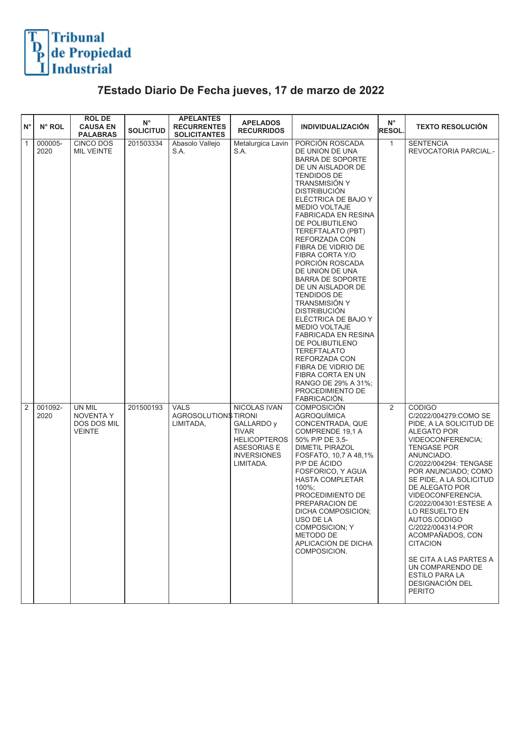Tribunal de Propiedad Industrial

# 7Estado Diario De Fecha jueves, 17 de marzo de 2022

| N° | N° ROL | ROL DE CAUSA EN PALABRAS | N° SOLICITUD | APELANTES RECURRENTES SOLICITANTES | APELADOS RECURRIDOS | INDIVIDUALIZACIÓN | N° RESOL. | TEXTO RESOLUCIÓN |
|---|---|---|---|---|---|---|---|---|
| 1 | 000005-2020 | CINCO DOS MIL VEINTE | 201503334 | Abasolo Vallejo S.A. | Metalurgica Lavin S.A. | PORCIÓN ROSCADA DE UNION DE UNA BARRA DE SOPORTE DE UN AISLADOR DE TENDIDOS DE TRANSMISIÓN Y DISTRIBUCIÓN ELÉCTRICA DE BAJO Y MEDIO VOLTAJE FABRICADA EN RESINA DE POLIBUTILENO TEREFTALATO (PBT) REFORZADA CON FIBRA DE VIDRIO DE FIBRA CORTA Y/O PORCIÓN ROSCADA DE UNION DE UNA BARRA DE SOPORTE DE UN AISLADOR DE TENDIDOS DE TRANSMISIÓN Y DISTRIBUCIÓN ELÉCTRICA DE BAJO Y MEDIO VOLTAJE FABRICADA EN RESINA DE POLIBUTILENO TEREFTALATO REFORZADA CON FIBRA DE VIDRIO DE FIBRA CORTA EN UN RANGO DE 29% A 31%; PROCEDIMIENTO DE FABRICACIÓN. | 1 | SENTENCIA REVOCATORIA PARCIAL.- |
| 2 | 001092-2020 | UN MIL NOVENTA Y DOS DOS MIL VEINTE | 201500193 | VALS AGROSOLUTIONS LIMITADA, | NICOLAS IVAN TIRONI GALLARDO y TIVAR HELICOPTEROS ASESORIAS E INVERSIONES LIMITADA. | COMPOSICIÓN AGROQUÍMICA CONCENTRADA, QUE COMPRENDE 19,1 A 50% P/P DE 3,5-DIMETIL PIRAZOL FOSFATO, 10,7 A 48,1% P/P DE ÁCIDO FOSFORICO, Y AGUA HASTA COMPLETAR 100%; PROCEDIMIENTO DE PREPARACION DE DICHA COMPOSICION; USO DE LA COMPOSICION; Y METODO DE APLICACION DE DICHA COMPOSICION. | 2 | CODIGO C/2022/004279:COMO SE PIDE, A LA SOLICITUD DE ALEGATO POR VIDEOCONFERENCIA; TENGASE POR ANUNCIADO. C/2022/004294: TENGASE POR ANUNCIADO; COMO SE PIDE, A LA SOLICITUD DE ALEGATO POR VIDEOCONFERENCIA. C/2022/004301:ESTESE A LO RESUELTO EN AUTOS.CODIGO C/2022/004314:POR ACOMPAÑADOS, CON CITACION<br><br>SE CITA A LAS PARTES A UN COMPARENDO DE ESTILO PARA LA DESIGNACIÓN DEL PERITO |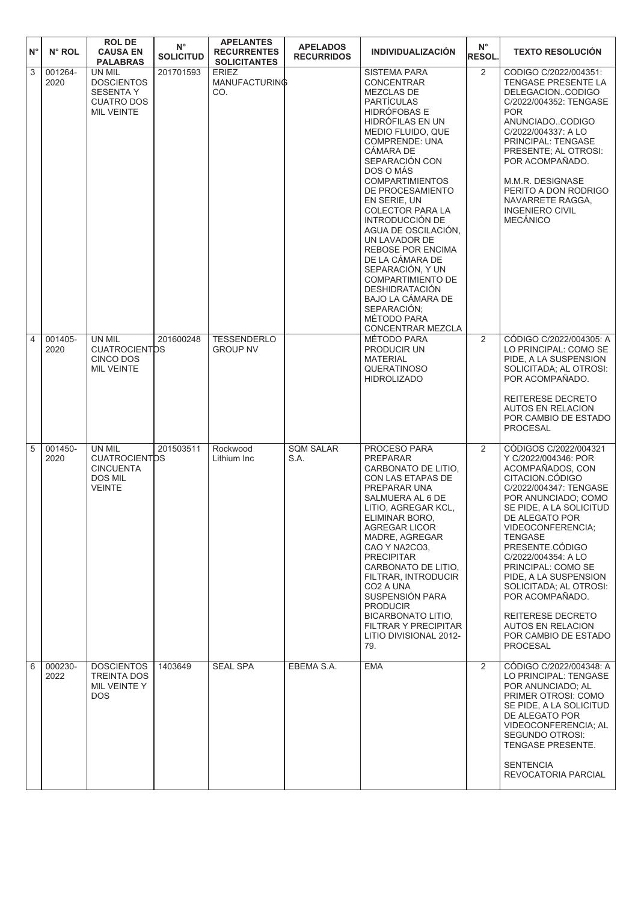| N° | N° ROL | ROL DE CAUSA EN PALABRAS | N° SOLICITUD | APELANTES RECURRENTES SOLICITANTES | APELADOS RECURRIDOS | INDIVIDUALIZACIÓN | N° RESOL. | TEXTO RESOLUCIÓN |
|---|---|---|---|---|---|---|---|---|
| 3 | 001264-2020 | UN MIL DOSCIENTOS SESENTA Y CUATRO DOS MIL VEINTE | 201701593 | ERIEZ MANUFACTURING CO. | | SISTEMA PARA CONCENTRAR MEZCLAS DE PARTÍCULAS HIDRÓFOBAS E HIDRÓFILAS EN UN MEDIO FLUIDO, QUE COMPRENDE: UNA CÁMARA DE SEPARACIÓN CON DOS O MÁS COMPARTIMIENTOS DE PROCESAMIENTO EN SERIE, UN COLECTOR PARA LA INTRODUCCIÓN DE AGUA DE OSCILACIÓN, UN LAVADOR DE REBOSE POR ENCIMA DE LA CÁMARA DE SEPARACIÓN, Y UN COMPARTIMIENTO DE DESHIDRATACIÓN BAJO LA CÁMARA DE SEPARACIÓN; MÉTODO PARA CONCENTRAR MEZCLA | 2 | CODIGO C/2022/004351: TENGASE PRESENTE LA DELEGACION..CODIGO C/2022/004352: TENGASE POR ANUNCIADO..CODIGO C/2022/004337: A LO PRINCIPAL: TENGASE PRESENTE; AL OTROSI: POR ACOMPAÑADO.<br><br>M.M.R. DESIGNASE PERITO A DON RODRIGO NAVARRETE RAGGA, INGENIERO CIVIL MECÁNICO |
| 4 | 001405-2020 | UN MIL CUATROCIENTOS CINCO DOS MIL VEINTE | 201600248 | TESSENDERLO GROUP NV | | MÉTODO PARA PRODUCIR UN MATERIAL QUERATINOSO HIDROLIZADO | 2 | CÓDIGO C/2022/004305: A LO PRINCIPAL: COMO SE PIDE, A LA SUSPENSION SOLICITADA; AL OTROSI: POR ACOMPAÑADO.<br><br>REITERESE DECRETO AUTOS EN RELACION POR CAMBIO DE ESTADO PROCESAL |
| 5 | 001450-2020 | UN MIL CUATROCIENTOS CINCUENTA DOS MIL VEINTE | 201503511 | Rockwood Lithium Inc | SQM SALAR S.A. | PROCESO PARA PREPARAR CARBONATO DE LITIO, CON LAS ETAPAS DE PREPARAR UNA SALMUERA AL 6 DE LITIO, AGREGAR KCL, ELIMINAR BORO, AGREGAR LICOR MADRE, AGREGAR CAO Y NA2CO3, PRECIPITAR CARBONATO DE LITIO, FILTRAR, INTRODUCIR CO2 A UNA SUSPENSIÓN PARA PRODUCIR BICARBONATO LITIO, FILTRAR Y PRECIPITAR LITIO DIVISIONAL 2012-79. | 2 | CÓDIGOS C/2022/004321 Y C/2022/004346: POR ACOMPAÑADOS, CON CITACION.CÓDIGO C/2022/004347: TENGASE POR ANUNCIADO; COMO SE PIDE, A LA SOLICITUD DE ALEGATO POR VIDEOCONFERENCIA; TENGASE PRESENTE.CÓDIGO C/2022/004354: A LO PRINCIPAL: COMO SE PIDE, A LA SUSPENSION SOLICITADA; AL OTROSI: POR ACOMPAÑADO.<br><br>REITERESE DECRETO AUTOS EN RELACION POR CAMBIO DE ESTADO PROCESAL |
| 6 | 000230-2022 | DOSCIENTOS TREINTA DOS MIL VEINTE Y DOS | 1403649 | SEAL SPA | EBEMA S.A. | EMA | 2 | CÓDIGO C/2022/004348: A LO PRINCIPAL: TENGASE POR ANUNCIADO; AL PRIMER OTROSI: COMO SE PIDE, A LA SOLICITUD DE ALEGATO POR VIDEOCONFERENCIA; AL SEGUNDO OTROSI: TENGASE PRESENTE.<br><br>SENTENCIA REVOCATORIA PARCIAL |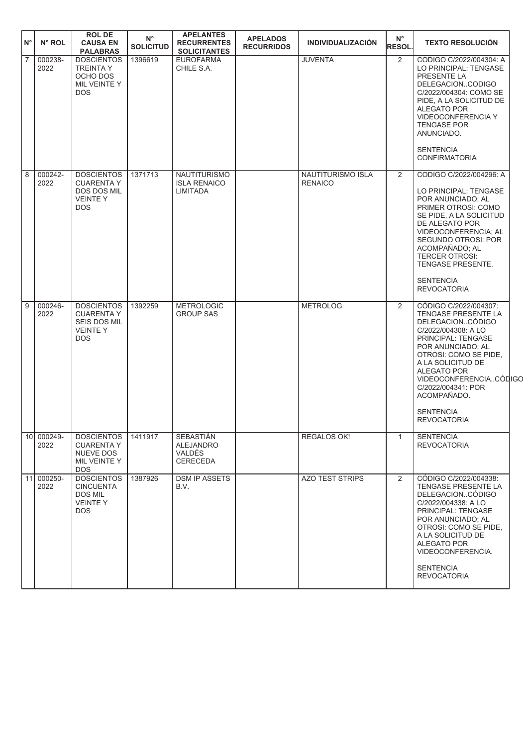| N° | N° ROL | ROL DE CAUSA EN PALABRAS | N° SOLICITUD | APELANTES RECURRENTES SOLICITANTES | APELADOS RECURRIDOS | INDIVIDUALIZACIÓN | N° RESOL. | TEXTO RESOLUCIÓN |
|---|---|---|---|---|---|---|---|---|
| 7 | 000238-2022 | DOSCIENTOS TREINTA Y OCHO DOS MIL VEINTE Y DOS | 1396619 | EUROFARMA CHILE S.A. | | JUVENTA | 2 | CODIGO C/2022/004304: A LO PRINCIPAL: TENGASE PRESENTE LA DELEGACION..CODIGO C/2022/004304: COMO SE PIDE, A LA SOLICITUD DE ALEGATO POR VIDEOCONFERENCIA Y TENGASE POR ANUNCIADO.<br><br>SENTENCIA CONFIRMATORIA |
| 8 | 000242-2022 | DOSCIENTOS CUARENTA Y DOS DOS MIL VEINTE Y DOS | 1371713 | NAUTITURISMO ISLA RENAICO LIMITADA | | NAUTITURISMO ISLA RENAICO | 2 | CODIGO C/2022/004296: A<br><br>LO PRINCIPAL: TENGASE POR ANUNCIADO; AL PRIMER OTROSI: COMO SE PIDE, A LA SOLICITUD DE ALEGATO POR VIDEOCONFERENCIA; AL SEGUNDO OTROSI: POR ACOMPAÑADO; AL TERCER OTROSI: TENGASE PRESENTE.<br><br>SENTENCIA REVOCATORIA |
| 9 | 000246-2022 | DOSCIENTOS CUARENTA Y SEIS DOS MIL VEINTE Y DOS | 1392259 | METROLOGIC GROUP SAS | | METROLOG | 2 | CÓDIGO C/2022/004307: TENGASE PRESENTE LA DELEGACION..CÓDIGO C/2022/004308: A LO PRINCIPAL: TENGASE POR ANUNCIADO; AL OTROSI: COMO SE PIDE, A LA SOLICITUD DE ALEGATO POR VIDEOCONFERENCIA..CÓDIGO C/2022/004341: POR ACOMPAÑADO.<br><br>SENTENCIA REVOCATORIA |
| 10 | 000249-2022 | DOSCIENTOS CUARENTA Y NUEVE DOS MIL VEINTE Y DOS | 1411917 | SEBASTIÁN ALEJANDRO VALDÉS CERECEDA | | REGALOS OK! | 1 | SENTENCIA REVOCATORIA |
| 11 | 000250-2022 | DOSCIENTOS CINCUENTA DOS MIL VEINTE Y DOS | 1387926 | DSM IP ASSETS B.V. | | AZO TEST STRIPS | 2 | CÓDIGO C/2022/004338: TENGASE PRESENTE LA DELEGACION..CÓDIGO C/2022/004338: A LO PRINCIPAL: TENGASE POR ANUNCIADO; AL OTROSI: COMO SE PIDE, A LA SOLICITUD DE ALEGATO POR VIDEOCONFERENCIA.<br><br>SENTENCIA REVOCATORIA |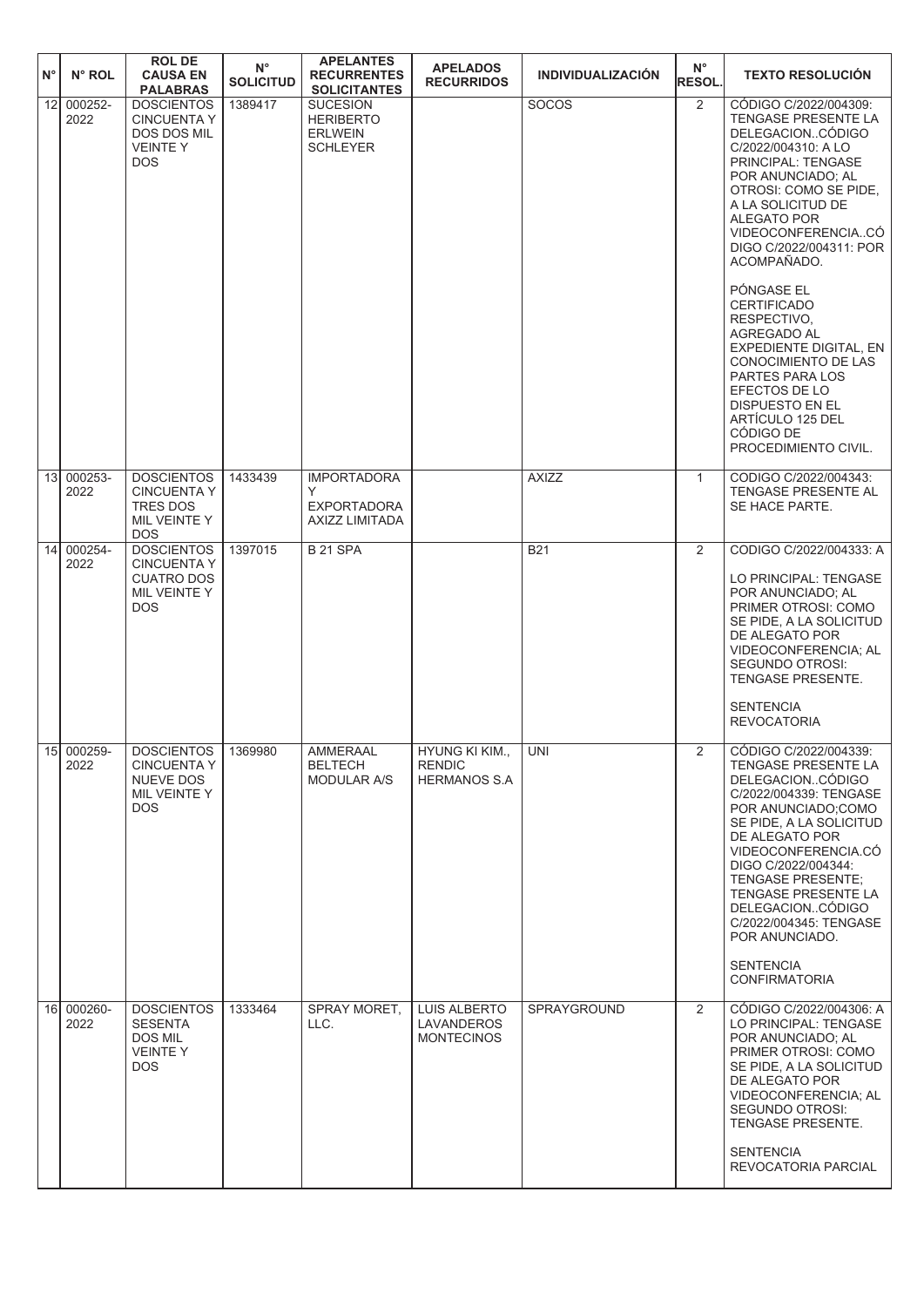| N° | N° ROL | ROL DE CAUSA EN PALABRAS | N° SOLICITUD | APELANTES RECURRENTES SOLICITANTES | APELADOS RECURRIDOS | INDIVIDUALIZACIÓN | N° RESOL. | TEXTO RESOLUCIÓN |
|---|---|---|---|---|---|---|---|---|
| 12 | 000252-2022 | DOSCIENTOS CINCUENTA Y DOS DOS MIL VEINTE Y DOS | 1389417 | SUCESION HERIBERTO ERLWEIN SCHLEYER | | SOCOS | 2 | CÓDIGO C/2022/004309: TENGASE PRESENTE LA DELEGACION..CÓDIGO C/2022/004310: A LO PRINCIPAL: TENGASE POR ANUNCIADO; AL OTROSI: COMO SE PIDE, A LA SOLICITUD DE ALEGATO POR VIDEOCONFERENCIA..CÓDIGO C/2022/004311: POR ACOMPAÑADO.<br><br>PÓNGASE EL CERTIFICADO RESPECTIVO, AGREGADO AL EXPEDIENTE DIGITAL, EN CONOCIMIENTO DE LAS PARTES PARA LOS EFECTOS DE LO DISPUESTO EN EL ARTÍCULO 125 DEL CÓDIGO DE PROCEDIMIENTO CIVIL. |
| 13 | 000253-2022 | DOSCIENTOS CINCUENTA Y TRES DOS MIL VEINTE Y DOS | 1433439 | IMPORTADORA Y EXPORTADORA AXIZZ LIMITADA | | AXIZZ | 1 | CODIGO C/2022/004343: TENGASE PRESENTE AL SE HACE PARTE. |
| 14 | 000254-2022 | DOSCIENTOS CINCUENTA Y CUATRO DOS MIL VEINTE Y DOS | 1397015 | B 21 SPA | | B21 | 2 | CODIGO C/2022/004333: A LO PRINCIPAL: TENGASE POR ANUNCIADO; AL PRIMER OTROSI: COMO SE PIDE, A LA SOLICITUD DE ALEGATO POR VIDEOCONFERENCIA; AL SEGUNDO OTROSI: TENGASE PRESENTE.<br><br>SENTENCIA REVOCATORIA |
| 15 | 000259-2022 | DOSCIENTOS CINCUENTA Y NUEVE DOS MIL VEINTE Y DOS | 1369980 | AMMERAAL BELTECH MODULAR A/S | HYUNG KI KIM., RENDIC HERMANOS S.A | UNI | 2 | CÓDIGO C/2022/004339: TENGASE PRESENTE LA DELEGACION..CÓDIGO C/2022/004339: TENGASE POR ANUNCIADO;COMO SE PIDE, A LA SOLICITUD DE ALEGATO POR VIDEOCONFERENCIA.CÓDIGO C/2022/004344: TENGASE PRESENTE; TENGASE PRESENTE LA DELEGACION..CÓDIGO C/2022/004345: TENGASE POR ANUNCIADO.<br><br>SENTENCIA CONFIRMATORIA |
| 16 | 000260-2022 | DOSCIENTOS SESENTA DOS MIL VEINTE Y DOS | 1333464 | SPRAY MORET, LLC. | LUIS ALBERTO LAVANDEROS MONTECINOS | SPRAYGROUND | 2 | CÓDIGO C/2022/004306: A LO PRINCIPAL: TENGASE POR ANUNCIADO; AL PRIMER OTROSI: COMO SE PIDE, A LA SOLICITUD DE ALEGATO POR VIDEOCONFERENCIA; AL SEGUNDO OTROSI: TENGASE PRESENTE.<br><br>SENTENCIA REVOCATORIA PARCIAL |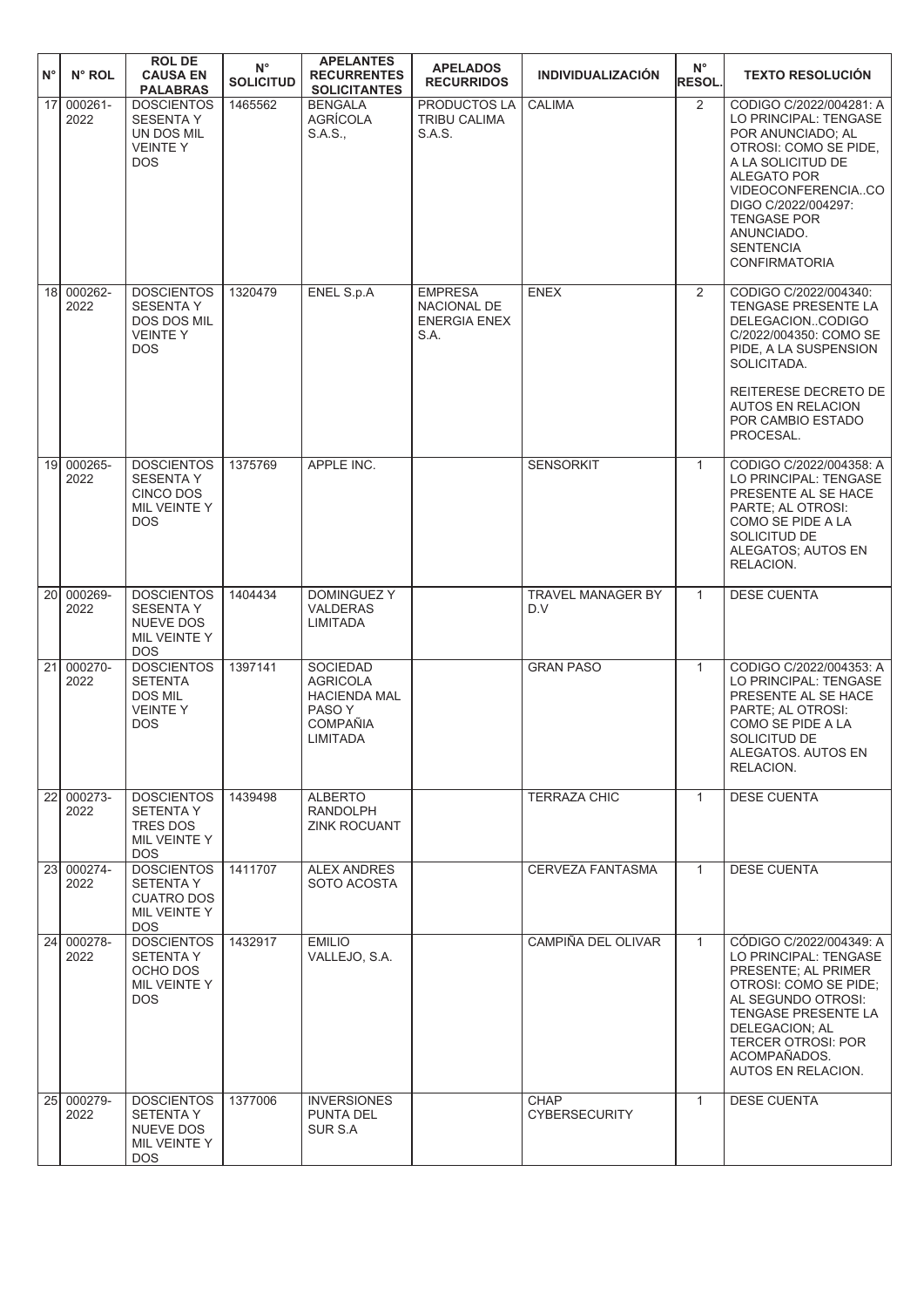| N° | N° ROL | ROL DE CAUSA EN PALABRAS | N° SOLICITUD | APELANTES RECURRENTES SOLICITANTES | APELADOS RECURRIDOS | INDIVIDUALIZACIÓN | N° RESOL. | TEXTO RESOLUCIÓN |
|---|---|---|---|---|---|---|---|---|
| 17 | 000261-2022 | DOSCIENTOS SESENTA Y UN DOS MIL VEINTE Y DOS | 1465562 | BENGALA AGRÍCOLA S.A.S., | PRODUCTOS LA TRIBU CALIMA S.A.S. | CALIMA | 2 | CODIGO C/2022/004281: A LO PRINCIPAL: TENGASE POR ANUNCIADO; AL OTROSI: COMO SE PIDE, A LA SOLICITUD DE ALEGATO POR VIDEOCONFERENCIA..CODIGO C/2022/004297: TENGASE POR ANUNCIADO. SENTENCIA CONFIRMATORIA |
| 18 | 000262-2022 | DOSCIENTOS SESENTA Y DOS DOS MIL VEINTE Y DOS | 1320479 | ENEL S.p.A | EMPRESA NACIONAL DE ENERGIA ENEX S.A. | ENEX | 2 | CODIGO C/2022/004340: TENGASE PRESENTE LA DELEGACION..CODIGO C/2022/004350: COMO SE PIDE, A LA SUSPENSION SOLICITADA.<br><br>REITERESE DECRETO DE AUTOS EN RELACION POR CAMBIO ESTADO PROCESAL. |
| 19 | 000265-2022 | DOSCIENTOS SESENTA Y CINCO DOS MIL VEINTE Y DOS | 1375769 | APPLE INC. | | SENSORKIT | 1 | CODIGO C/2022/004358: A LO PRINCIPAL: TENGASE PRESENTE AL SE HACE PARTE; AL OTROSI: COMO SE PIDE A LA SOLICITUD DE ALEGATOS; AUTOS EN RELACION. |
| 20 | 000269-2022 | DOSCIENTOS SESENTA Y NUEVE DOS MIL VEINTE Y DOS | 1404434 | DOMINGUEZ Y VALDERAS LIMITADA | | TRAVEL MANAGER BY D.V | 1 | DESE CUENTA |
| 21 | 000270-2022 | DOSCIENTOS SETENTA DOS MIL VEINTE Y DOS | 1397141 | SOCIEDAD AGRICOLA HACIENDA MAL PASO Y COMPAÑIA LIMITADA | | GRAN PASO | 1 | CODIGO C/2022/004353: A LO PRINCIPAL: TENGASE PRESENTE AL SE HACE PARTE; AL OTROSI: COMO SE PIDE A LA SOLICITUD DE ALEGATOS. AUTOS EN RELACION. |
| 22 | 000273-2022 | DOSCIENTOS SETENTA Y TRES DOS MIL VEINTE Y DOS | 1439498 | ALBERTO RANDOLPH ZINK ROCUANT | | TERRAZA CHIC | 1 | DESE CUENTA |
| 23 | 000274-2022 | DOSCIENTOS SETENTA Y CUATRO DOS MIL VEINTE Y DOS | 1411707 | ALEX ANDRES SOTO ACOSTA | | CERVEZA FANTASMA | 1 | DESE CUENTA |
| 24 | 000278-2022 | DOSCIENTOS SETENTA Y OCHO DOS MIL VEINTE Y DOS | 1432917 | EMILIO VALLEJO, S.A. | | CAMPIÑA DEL OLIVAR | 1 | CÓDIGO C/2022/004349: A LO PRINCIPAL: TENGASE PRESENTE; AL PRIMER OTROSI: COMO SE PIDE; AL SEGUNDO OTROSI: TENGASE PRESENTE LA DELEGACION; AL TERCER OTROSI: POR ACOMPAÑADOS. AUTOS EN RELACION. |
| 25 | 000279-2022 | DOSCIENTOS SETENTA Y NUEVE DOS MIL VEINTE Y DOS | 1377006 | INVERSIONES PUNTA DEL SUR S.A | | CHAP CYBERSECURITY | 1 | DESE CUENTA |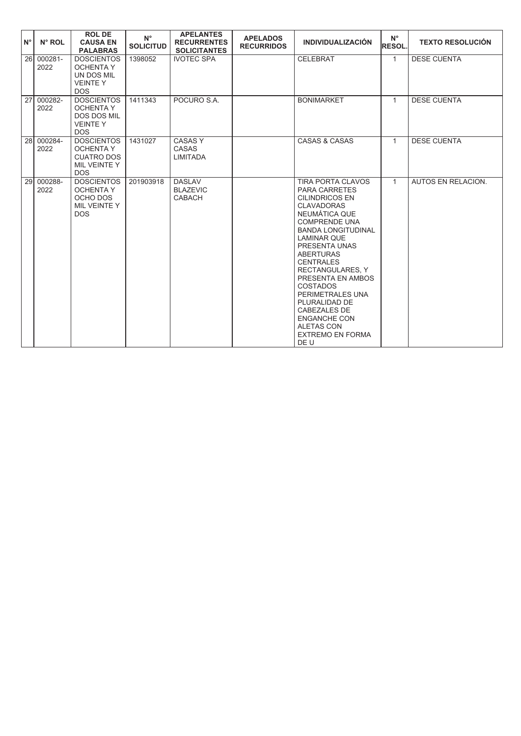| N° | N° ROL | ROL DE CAUSA EN PALABRAS | N° SOLICITUD | APELANTES RECURRENTES SOLICITANTES | APELADOS RECURRIDOS | INDIVIDUALIZACIÓN | N° RESOL. | TEXTO RESOLUCIÓN |
|---|---|---|---|---|---|---|---|---|
| 26 | 000281-2022 | DOSCIENTOS OCHENTA Y UN DOS MIL VEINTE Y DOS | 1398052 | IVOTEC SPA | | CELEBRAT | 1 | DESE CUENTA |
| 27 | 000282-2022 | DOSCIENTOS OCHENTA Y DOS DOS MIL VEINTE Y DOS | 1411343 | POCURO S.A. | | BONIMARKET | 1 | DESE CUENTA |
| 28 | 000284-2022 | DOSCIENTOS OCHENTA Y CUATRO DOS MIL VEINTE Y DOS | 1431027 | CASAS Y CASAS LIMITADA | | CASAS & CASAS | 1 | DESE CUENTA |
| 29 | 000288-2022 | DOSCIENTOS OCHENTA Y OCHO DOS MIL VEINTE Y DOS | 201903918 | DASLAV BLAZEVIC CABACH | | TIRA PORTA CLAVOS PARA CARRETES CILINDRICOS EN CLAVADORAS NEUMÁTICA QUE COMPRENDE UNA BANDA LONGITUDINAL LAMINAR QUE PRESENTA UNAS ABERTURAS CENTRALES RECTANGULARES, Y PRESENTA EN AMBOS COSTADOS PERIMETRALES UNA PLURALIDAD DE CABEZALES DE ENGANCHE CON ALETAS CON EXTREMO EN FORMA DE U | 1 | AUTOS EN RELACION. |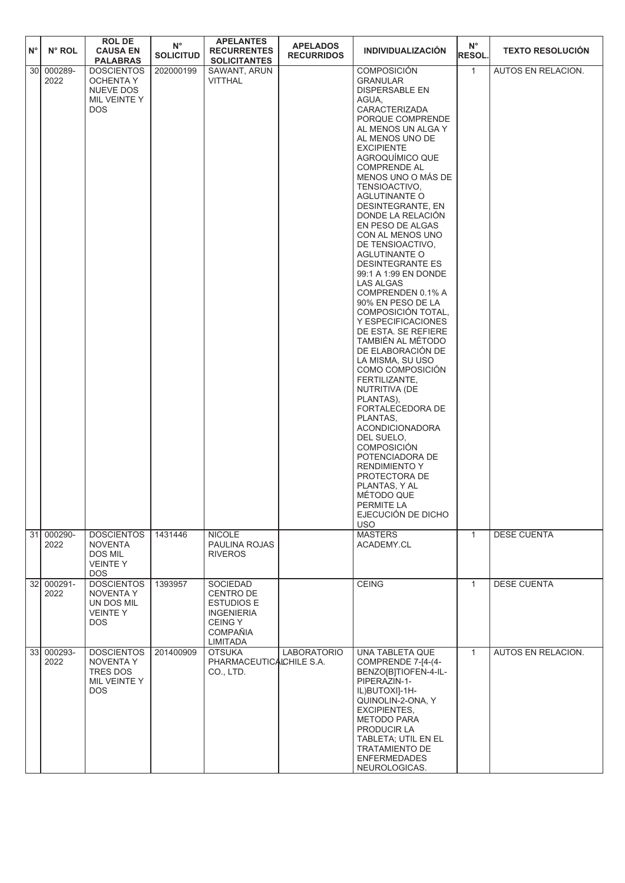| N° | N° ROL | ROL DE CAUSA EN PALABRAS | N° SOLICITUD | APELANTES RECURRENTES SOLICITANTES | APELADOS RECURRIDOS | INDIVIDUALIZACIÓN | N° RESOL. | TEXTO RESOLUCIÓN |
|---|---|---|---|---|---|---|---|---|
| 30 | 000289-2022 | DOSCIENTOS OCHENTA Y NUEVE DOS MIL VEINTE Y DOS | 202000199 | SAWANT, ARUN VITTHAL | | COMPOSICIÓN GRANULAR DISPERSABLE EN AGUA, CARACTERIZADA PORQUE COMPRENDE AL MENOS UN ALGA Y AL MENOS UNO DE EXCIPIENTE AGROQUÍMICO QUE COMPRENDE AL MENOS UNO O MÁS DE TENSIOACTIVO, AGLUTINANTE O DESINTEGRANTE, EN DONDE LA RELACIÓN EN PESO DE ALGAS CON AL MENOS UNO DE TENSIOACTIVO, AGLUTINANTE O DESINTEGRANTE ES 99:1 A 1:99 EN DONDE LAS ALGAS COMPRENDEN 0.1% A 90% EN PESO DE LA COMPOSICIÓN TOTAL, Y ESPECIFICACIONES DE ESTA. SE REFIERE TAMBIÉN AL MÉTODO DE ELABORACIÓN DE LA MISMA, SU USO COMO COMPOSICIÓN FERTILIZANTE, NUTRITIVA (DE PLANTAS), FORTALECEDORA DE PLANTAS, ACONDICIONADORA DEL SUELO, COMPOSICIÓN POTENCIADORA DE RENDIMIENTO Y PROTECTORA DE PLANTAS, Y AL MÉTODO QUE PERMITE LA EJECUCIÓN DE DICHO USO | 1 | AUTOS EN RELACION. |
| 31 | 000290-2022 | DOSCIENTOS NOVENTA DOS MIL VEINTE Y DOS | 1431446 | NICOLE PAULINA ROJAS RIVEROS | | MASTERS ACADEMY.CL | 1 | DESE CUENTA |
| 32 | 000291-2022 | DOSCIENTOS NOVENTA Y UN DOS MIL VEINTE Y DOS | 1393957 | SOCIEDAD CENTRO DE ESTUDIOS E INGENIERIA CEING Y COMPAÑIA LIMITADA | | CEING | 1 | DESE CUENTA |
| 33 | 000293-2022 | DOSCIENTOS NOVENTA Y TRES DOS MIL VEINTE Y DOS | 201400909 | OTSUKA PHARMACEUTICAL CO., LTD. | LABORATORIO CHILE S.A. | UNA TABLETA QUE COMPRENDE 7-[4-(4-BENZO[B]TIOFEN-4-IL-PIPERAZIN-1-IL)BUTOXI]-1H-QUINOLIN-2-ONA, Y EXCIPIENTES, METODO PARA PRODUCIR LA TABLETA; UTIL EN EL TRATAMIENTO DE ENFERMEDADES NEUROLOGICAS. | 1 | AUTOS EN RELACION. |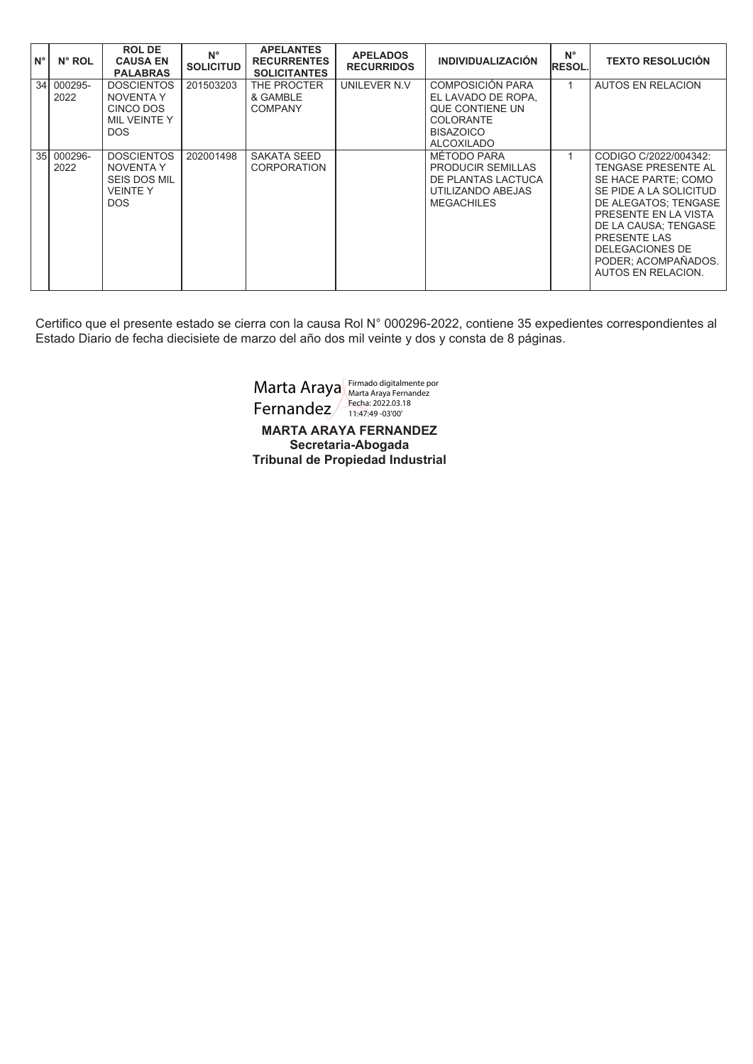| N° | N° ROL | ROL DE CAUSA EN PALABRAS | N° SOLICITUD | APELANTES RECURRENTES SOLICITANTES | APELADOS RECURRIDOS | INDIVIDUALIZACIÓN | N° RESOL. | TEXTO RESOLUCIÓN |
|---|---|---|---|---|---|---|---|---|
| 34 | 000295-2022 | DOSCIENTOS NOVENTA Y CINCO DOS MIL VEINTE Y DOS | 201503203 | THE PROCTER & GAMBLE COMPANY | UNILEVER N.V | COMPOSICIÓN PARA EL LAVADO DE ROPA, QUE CONTIENE UN COLORANTE BISAZOICO ALCOXILADO | 1 | AUTOS EN RELACION |
| 35 | 000296-2022 | DOSCIENTOS NOVENTA Y SEIS DOS MIL VEINTE Y DOS | 202001498 | SAKATA SEED CORPORATION | | MÉTODO PARA PRODUCIR SEMILLAS DE PLANTAS LACTUCA UTILIZANDO ABEJAS MEGACHILES | 1 | CODIGO C/2022/004342: TENGASE PRESENTE AL SE HACE PARTE; COMO SE PIDE A LA SOLICITUD DE ALEGATOS; TENGASE PRESENTE EN LA VISTA DE LA CAUSA; TENGASE PRESENTE LAS DELEGACIONES DE PODER; ACOMPAÑADOS. AUTOS EN RELACION. |

Certifico que el presente estado se cierra con la causa Rol N° 000296-2022, contiene 35 expedientes correspondientes al Estado Diario de fecha diecisiete de marzo del año dos mil veinte y dos y consta de 8 páginas.

Marta Araya Fernandez
Firmado digitalmente por Marta Araya Fernandez
Fecha: 2022.03.18 11:47:49 -03'00'

**MARTA ARAYA FERNANDEZ**
**Secretaria-Abogada**
**Tribunal de Propiedad Industrial**